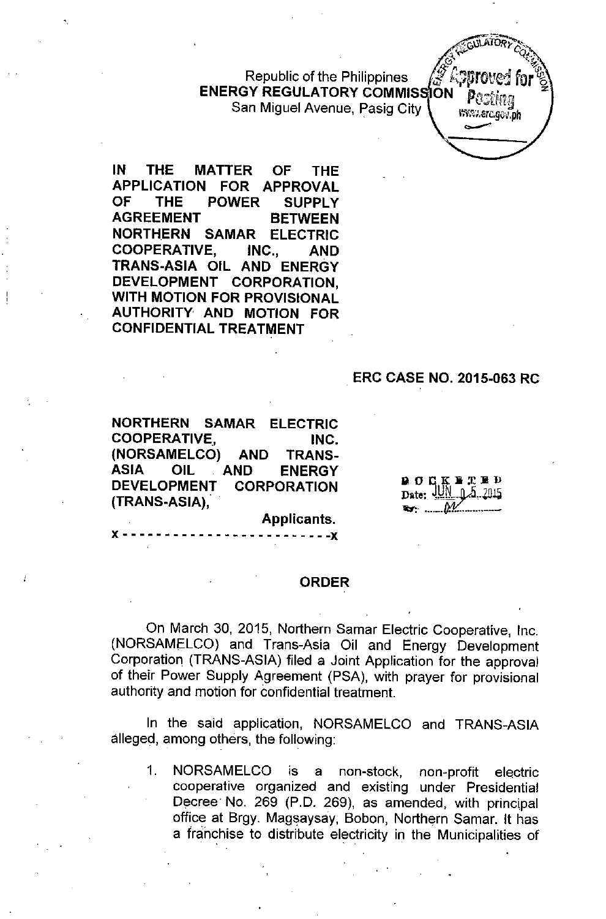Republic of the Philippines
**ENERGY REGULATORY COMMISSION**
San Miguel Avenue, Pasig City

**IN THE MATTER OF THE APPLICATION FOR APPROVAL OF THE POWER SUPPLY AGREEMENT BETWEEN NORTHERN SAMAR ELECTRIC COOPERATIVE, INC., AND TRANS-ASIA OIL AND ENERGY DEVELOPMENT CORPORATION, WITH MOTION FOR PROVISIONAL AUTHORITY AND MOTION FOR CONFIDENTIAL TREATMENT**

**ERC CASE NO. 2015-063 RC**

**NORTHERN SAMAR ELECTRIC COOPERATIVE, INC. (NORSAMELCO) AND TRANS-ASIA OIL AND ENERGY DEVELOPMENT CORPORATION (TRANS-ASIA),**

**Applicants.**

x - - - - - - - - - - - - - - - - - - - - - - - - x

DOCKETED
Date: JUN 05 2015

## ORDER

On March 30, 2015, Northern Samar Electric Cooperative, Inc. (NORSAMELCO) and Trans-Asia Oil and Energy Development Corporation (TRANS-ASIA) filed a Joint Application for the approval of their Power Supply Agreement (PSA), with prayer for provisional authority and motion for confidential treatment.

In the said application, NORSAMELCO and TRANS-ASIA alleged, among others, the following:

1. NORSAMELCO is a non-stock, non-profit electric cooperative organized and existing under Presidential Decree No. 269 (P.D. 269), as amended, with principal office at Brgy. Magsaysay, Bobon, Northern Samar. It has a franchise to distribute electricity in the Municipalities of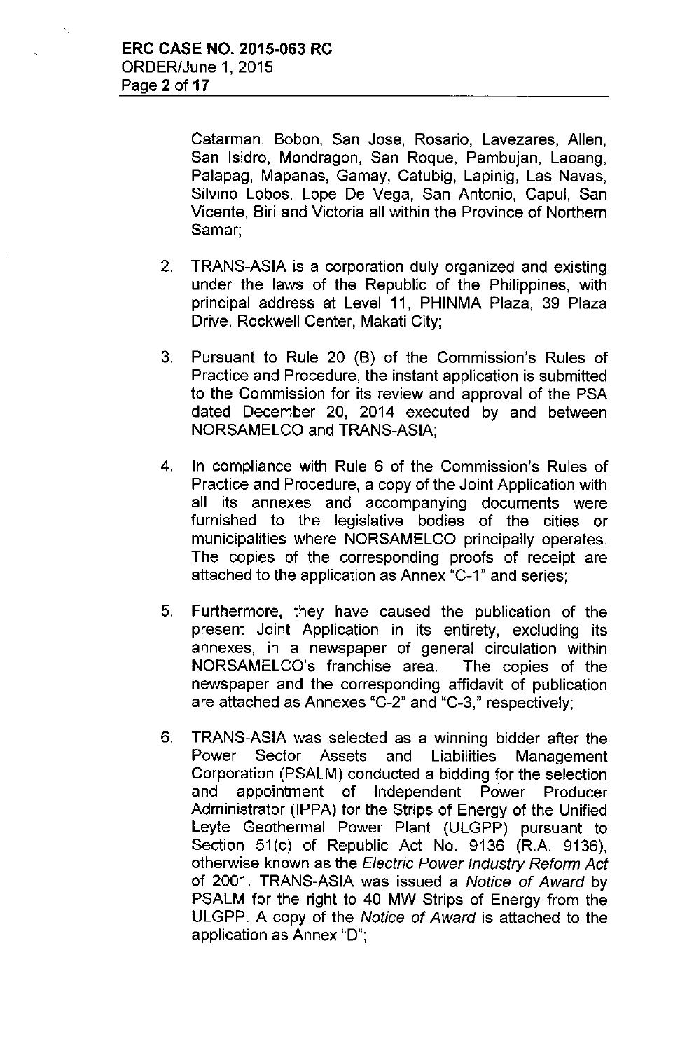Catarman, Bobon, San Jose, Rosario, Lavezares, Allen, San Isidro, Mondragon, San Roque, Pambujan, Laoang, Palapag, Mapanas, Gamay, Catubig, Lapinig, Las Navas, Silvino Lobos, Lope De Vega, San Antonio, Capul, San Vicente, Biri and Victoria all within the Province of Northern Samar;

2. TRANS-ASIA is a corporation duly organized and existing under the laws of the Republic of the Philippines, with principal address at Level 11, PHINMA Plaza, 39 Plaza Drive, Rockwell Center, Makati City;

3. Pursuant to Rule 20 (B) of the Commission's Rules of Practice and Procedure, the instant application is submitted to the Commission for its review and approval of the PSA dated December 20, 2014 executed by and between NORSAMELCO and TRANS-ASIA;

4. In compliance with Rule 6 of the Commission's Rules of Practice and Procedure, a copy of the Joint Application with all its annexes and accompanying documents were furnished to the legislative bodies of the cities or municipalities where NORSAMELCO principally operates. The copies of the corresponding proofs of receipt are attached to the application as Annex "C-1" and series;

5. Furthermore, they have caused the publication of the present Joint Application in its entirety, excluding its annexes, in a newspaper of general circulation within NORSAMELCO's franchise area. The copies of the newspaper and the corresponding affidavit of publication are attached as Annexes "C-2" and "C-3," respectively;

6. TRANS-ASIA was selected as a winning bidder after the Power Sector Assets and Liabilities Management Corporation (PSALM) conducted a bidding for the selection and appointment of Independent Power Producer Administrator (IPPA) for the Strips of Energy of the Unified Leyte Geothermal Power Plant (ULGPP) pursuant to Section 51(c) of Republic Act No. 9136 (R.A. 9136), otherwise known as the *Electric Power Industry Reform Act* of 2001. TRANS-ASIA was issued a *Notice of Award* by PSALM for the right to 40 MW Strips of Energy from the ULGPP. A copy of the *Notice of Award* is attached to the application as Annex "D";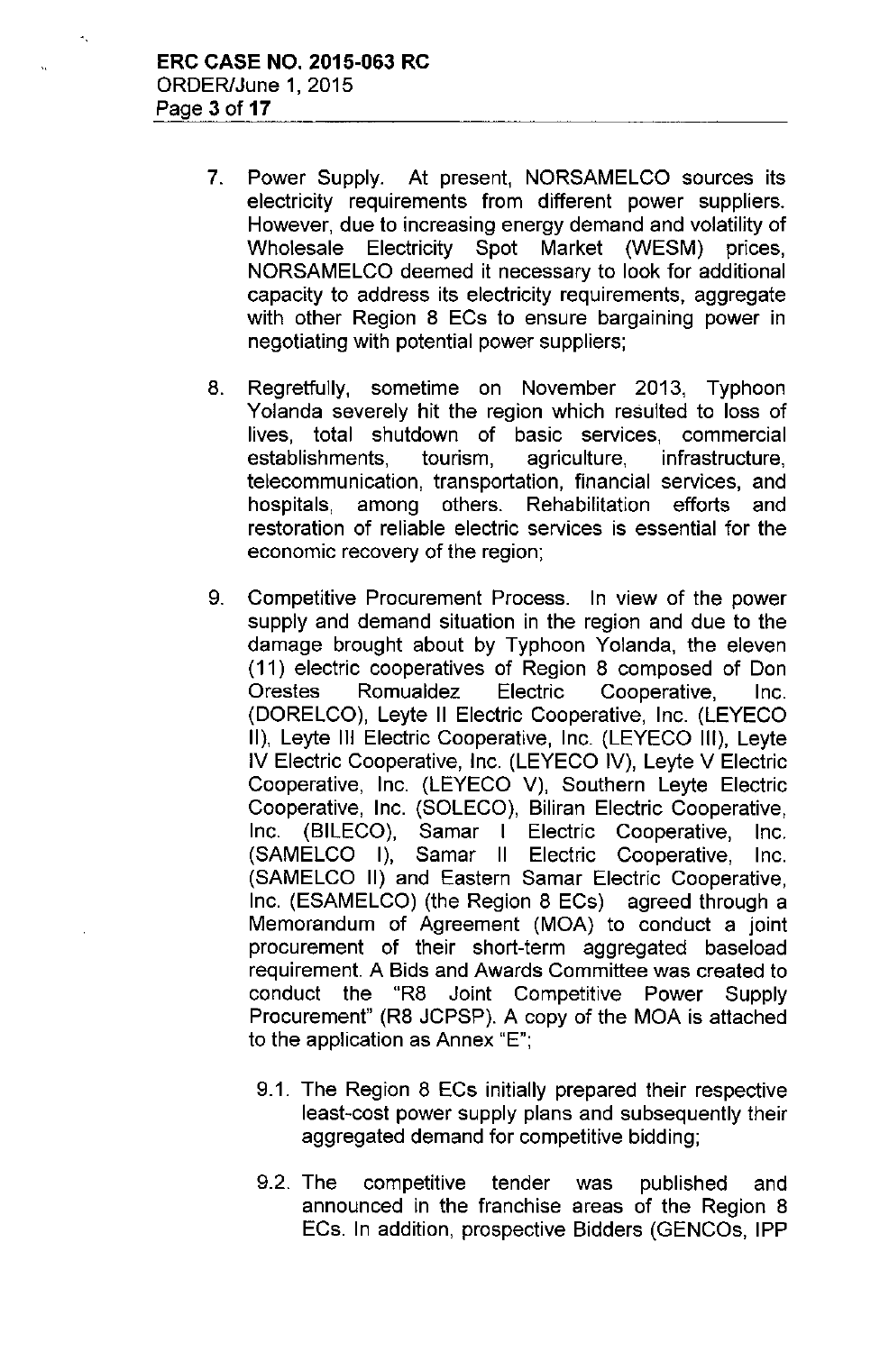7. Power Supply. At present, NORSAMELCO sources its electricity requirements from different power suppliers. However, due to increasing energy demand and volatility of Wholesale Electricity Spot Market (WESM) prices, NORSAMELCO deemed it necessary to look for additional capacity to address its electricity requirements, aggregate with other Region 8 ECs to ensure bargaining power in negotiating with potential power suppliers;

8. Regretfully, sometime on November 2013, Typhoon Yolanda severely hit the region which resulted to loss of lives, total shutdown of basic services, commercial establishments, tourism, agriculture, infrastructure, telecommunication, transportation, financial services, and hospitals, among others. Rehabilitation efforts and restoration of reliable electric services is essential for the economic recovery of the region;

9. Competitive Procurement Process. In view of the power supply and demand situation in the region and due to the damage brought about by Typhoon Yolanda, the eleven (11) electric cooperatives of Region 8 composed of Don Orestes Romualdez Electric Cooperative, Inc. (DORELCO), Leyte II Electric Cooperative, Inc. (LEYECO II), Leyte III Electric Cooperative, Inc. (LEYECO III), Leyte IV Electric Cooperative, Inc. (LEYECO IV), Leyte V Electric Cooperative, Inc. (LEYECO V), Southern Leyte Electric Cooperative, Inc. (SOLECO), Biliran Electric Cooperative, Inc. (BILECO), Samar I Electric Cooperative, Inc. (SAMELCO I), Samar II Electric Cooperative, Inc. (SAMELCO II) and Eastern Samar Electric Cooperative, Inc. (ESAMELCO) (the Region 8 ECs) agreed through a Memorandum of Agreement (MOA) to conduct a joint procurement of their short-term aggregated baseload requirement. A Bids and Awards Committee was created to conduct the "R8 Joint Competitive Power Supply Procurement" (R8 JCPSP). A copy of the MOA is attached to the application as Annex "E";

   9.1. The Region 8 ECs initially prepared their respective least-cost power supply plans and subsequently their aggregated demand for competitive bidding;

   9.2. The competitive tender was published and announced in the franchise areas of the Region 8 ECs. In addition, prospective Bidders (GENCOs, IPP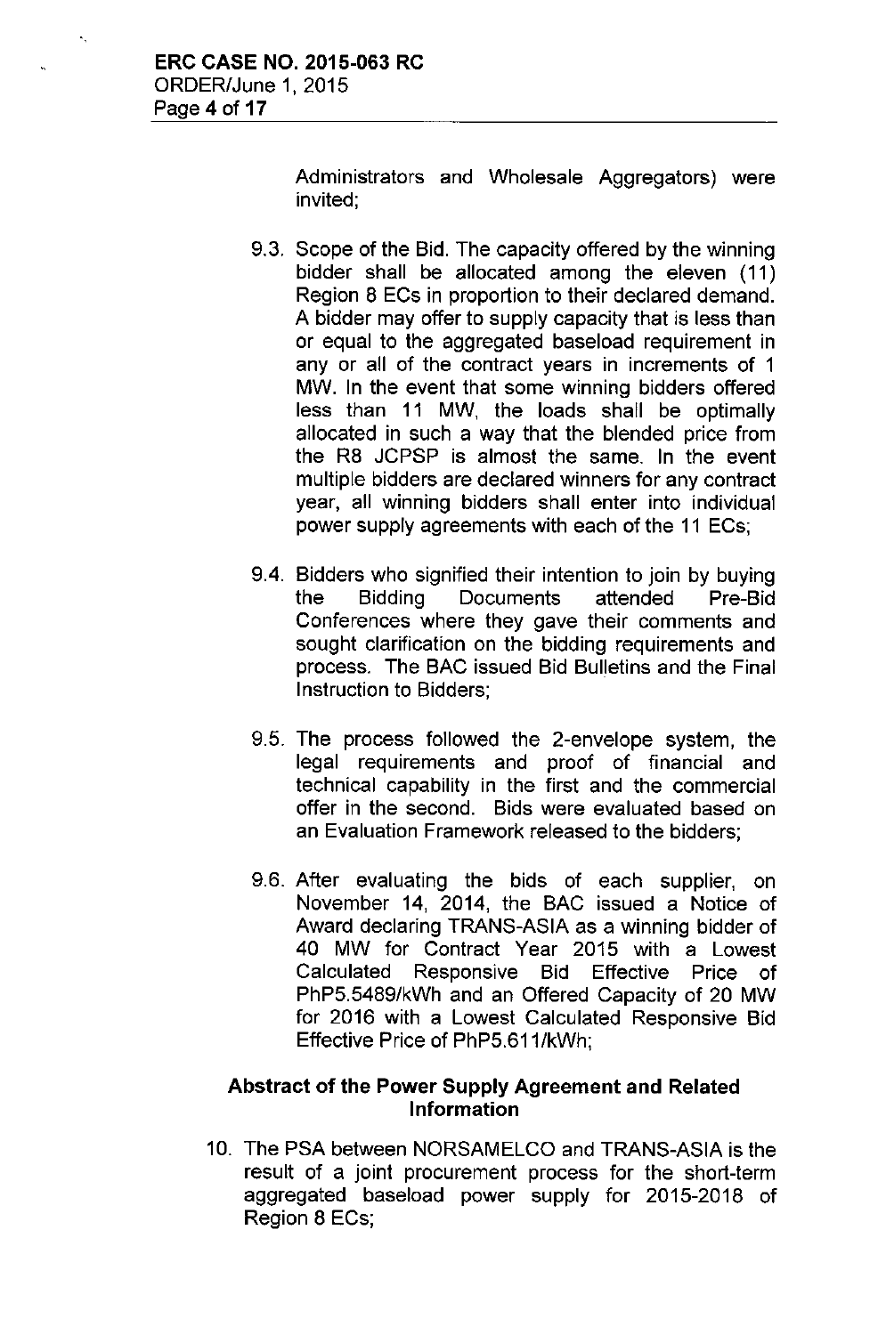Administrators and Wholesale Aggregators) were invited;

9.3. Scope of the Bid. The capacity offered by the winning bidder shall be allocated among the eleven (11) Region 8 ECs in proportion to their declared demand. A bidder may offer to supply capacity that is less than or equal to the aggregated baseload requirement in any or all of the contract years in increments of 1 MW. In the event that some winning bidders offered less than 11 MW, the loads shall be optimally allocated in such a way that the blended price from the R8 JCPSP is almost the same. In the event multiple bidders are declared winners for any contract year, all winning bidders shall enter into individual power supply agreements with each of the 11 ECs;

9.4. Bidders who signified their intention to join by buying the Bidding Documents attended Pre-Bid Conferences where they gave their comments and sought clarification on the bidding requirements and process. The BAC issued Bid Bulletins and the Final Instruction to Bidders;

9.5. The process followed the 2-envelope system, the legal requirements and proof of financial and technical capability in the first and the commercial offer in the second. Bids were evaluated based on an Evaluation Framework released to the bidders;

9.6. After evaluating the bids of each supplier, on November 14, 2014, the BAC issued a Notice of Award declaring TRANS-ASIA as a winning bidder of 40 MW for Contract Year 2015 with a Lowest Calculated Responsive Bid Effective Price of PhP5.5489/kWh and an Offered Capacity of 20 MW for 2016 with a Lowest Calculated Responsive Bid Effective Price of PhP5.611/kWh;

## Abstract of the Power Supply Agreement and Related Information

10. The PSA between NORSAMELCO and TRANS-ASIA is the result of a joint procurement process for the short-term aggregated baseload power supply for 2015-2018 of Region 8 ECs;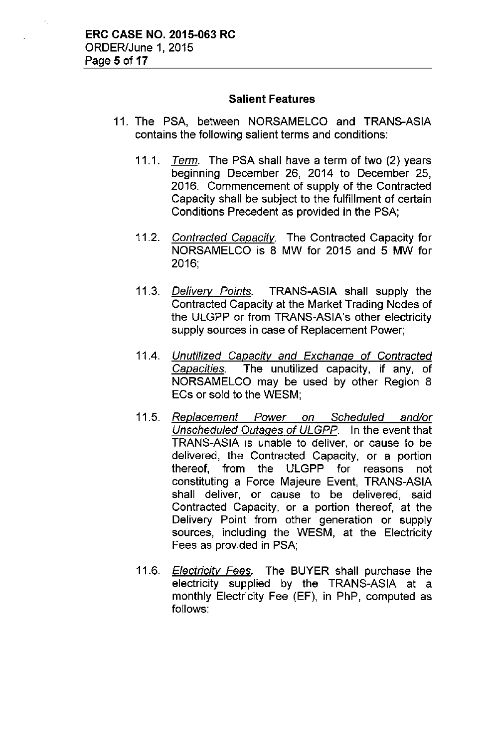### Salient Features

11. The PSA, between NORSAMELCO and TRANS-ASIA contains the following salient terms and conditions:

    11.1. *Term.* The PSA shall have a term of two (2) years beginning December 26, 2014 to December 25, 2016. Commencement of supply of the Contracted Capacity shall be subject to the fulfillment of certain Conditions Precedent as provided in the PSA;

    11.2. *Contracted Capacity.* The Contracted Capacity for NORSAMELCO is 8 MW for 2015 and 5 MW for 2016;

    11.3. *Delivery Points.* TRANS-ASIA shall supply the Contracted Capacity at the Market Trading Nodes of the ULGPP or from TRANS-ASIA's other electricity supply sources in case of Replacement Power;

    11.4. *Unutilized Capacity and Exchange of Contracted Capacities.* The unutilized capacity, if any, of NORSAMELCO may be used by other Region 8 ECs or sold to the WESM;

    11.5. *Replacement Power on Scheduled and/or Unscheduled Outages of ULGPP.* In the event that TRANS-ASIA is unable to deliver, or cause to be delivered, the Contracted Capacity, or a portion thereof, from the ULGPP for reasons not constituting a Force Majeure Event, TRANS-ASIA shall deliver, or cause to be delivered, said Contracted Capacity, or a portion thereof, at the Delivery Point from other generation or supply sources, including the WESM, at the Electricity Fees as provided in PSA;

    11.6. *Electricity Fees.* The BUYER shall purchase the electricity supplied by the TRANS-ASIA at a monthly Electricity Fee (EF), in PhP, computed as follows: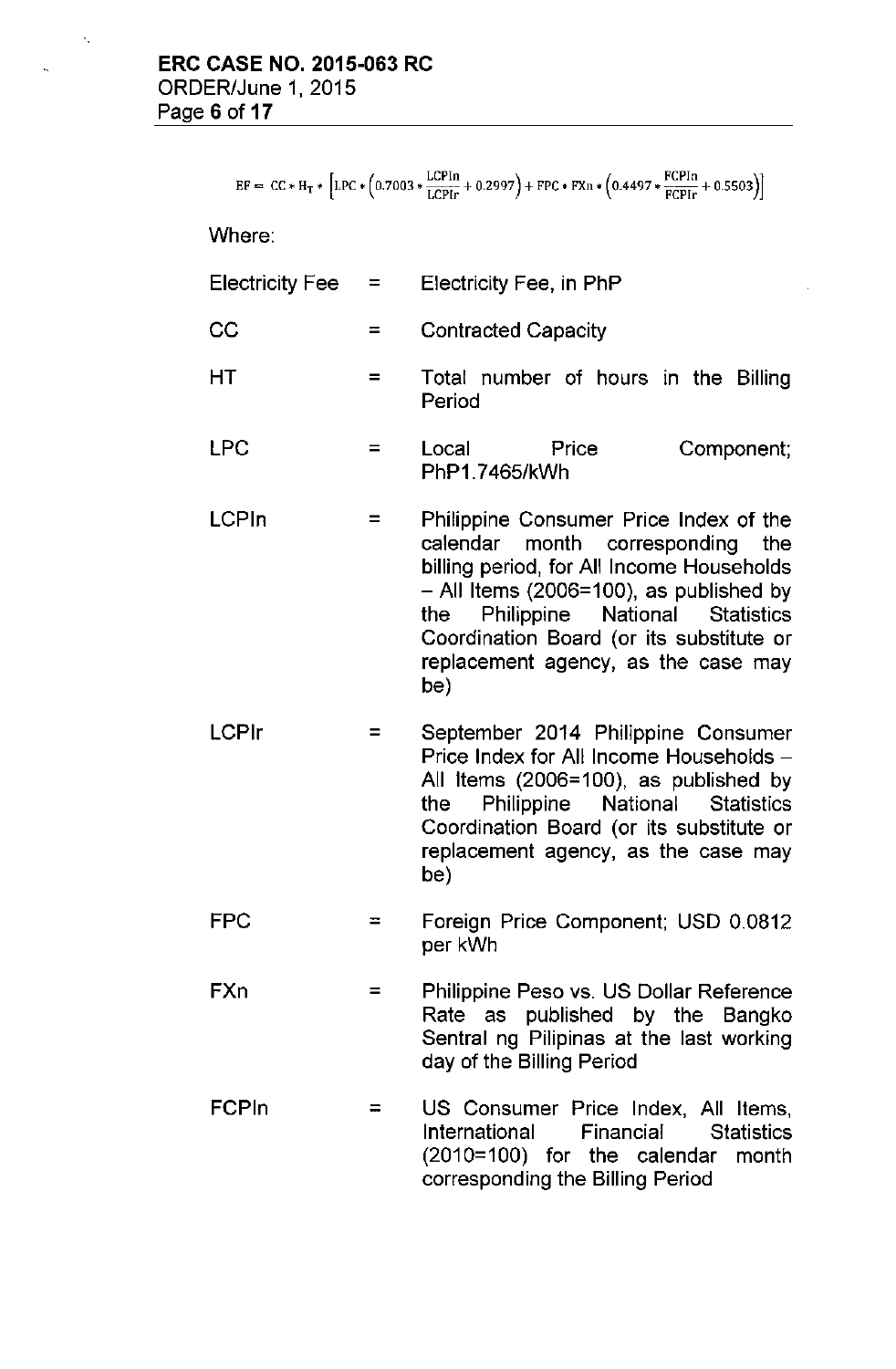$$EF = CC * H_T * \left[ LPC * \left( 0.7003 * \frac{LCPIn}{LCPIr} + 0.2997 \right) + FPC * FXn * \left( 0.4497 * \frac{FCPIn}{FCPIr} + 0.5503 \right) \right]$$

Where:

| | | |
|---|---|---|
| Electricity Fee | = | Electricity Fee, in PhP |
| CC | = | Contracted Capacity |
| HT | = | Total number of hours in the Billing Period |
| LPC | = | Local Price Component; PhP1.7465/kWh |
| LCPIn | = | Philippine Consumer Price Index of the calendar month corresponding the billing period, for All Income Households – All Items (2006=100), as published by the Philippine National Statistics Coordination Board (or its substitute or replacement agency, as the case may be) |
| LCPIr | = | September 2014 Philippine Consumer Price Index for All Income Households – All Items (2006=100), as published by the Philippine National Statistics Coordination Board (or its substitute or replacement agency, as the case may be) |
| FPC | = | Foreign Price Component; USD 0.0812 per kWh |
| FXn | = | Philippine Peso vs. US Dollar Reference Rate as published by the Bangko Sentral ng Pilipinas at the last working day of the Billing Period |
| FCPIn | = | US Consumer Price Index, All Items, International Financial Statistics (2010=100) for the calendar month corresponding the Billing Period |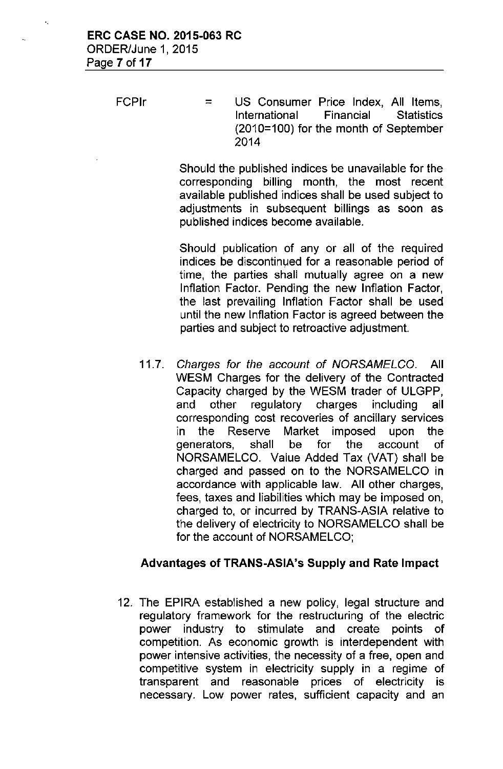FCPIr = US Consumer Price Index, All Items, International Financial Statistics (2010=100) for the month of September 2014

Should the published indices be unavailable for the corresponding billing month, the most recent available published indices shall be used subject to adjustments in subsequent billings as soon as published indices become available.

Should publication of any or all of the required indices be discontinued for a reasonable period of time, the parties shall mutually agree on a new Inflation Factor. Pending the new Inflation Factor, the last prevailing Inflation Factor shall be used until the new Inflation Factor is agreed between the parties and subject to retroactive adjustment.

11.7. *Charges for the account of NORSAMELCO.* All WESM Charges for the delivery of the Contracted Capacity charged by the WESM trader of ULGPP, and other regulatory charges including all corresponding cost recoveries of ancillary services in the Reserve Market imposed upon the generators, shall be for the account of NORSAMELCO. Value Added Tax (VAT) shall be charged and passed on to the NORSAMELCO in accordance with applicable law. All other charges, fees, taxes and liabilities which may be imposed on, charged to, or incurred by TRANS-ASIA relative to the delivery of electricity to NORSAMELCO shall be for the account of NORSAMELCO;

**Advantages of TRANS-ASIA's Supply and Rate Impact**

12. The EPIRA established a new policy, legal structure and regulatory framework for the restructuring of the electric power industry to stimulate and create points of competition. As economic growth is interdependent with power intensive activities, the necessity of a free, open and competitive system in electricity supply in a regime of transparent and reasonable prices of electricity is necessary. Low power rates, sufficient capacity and an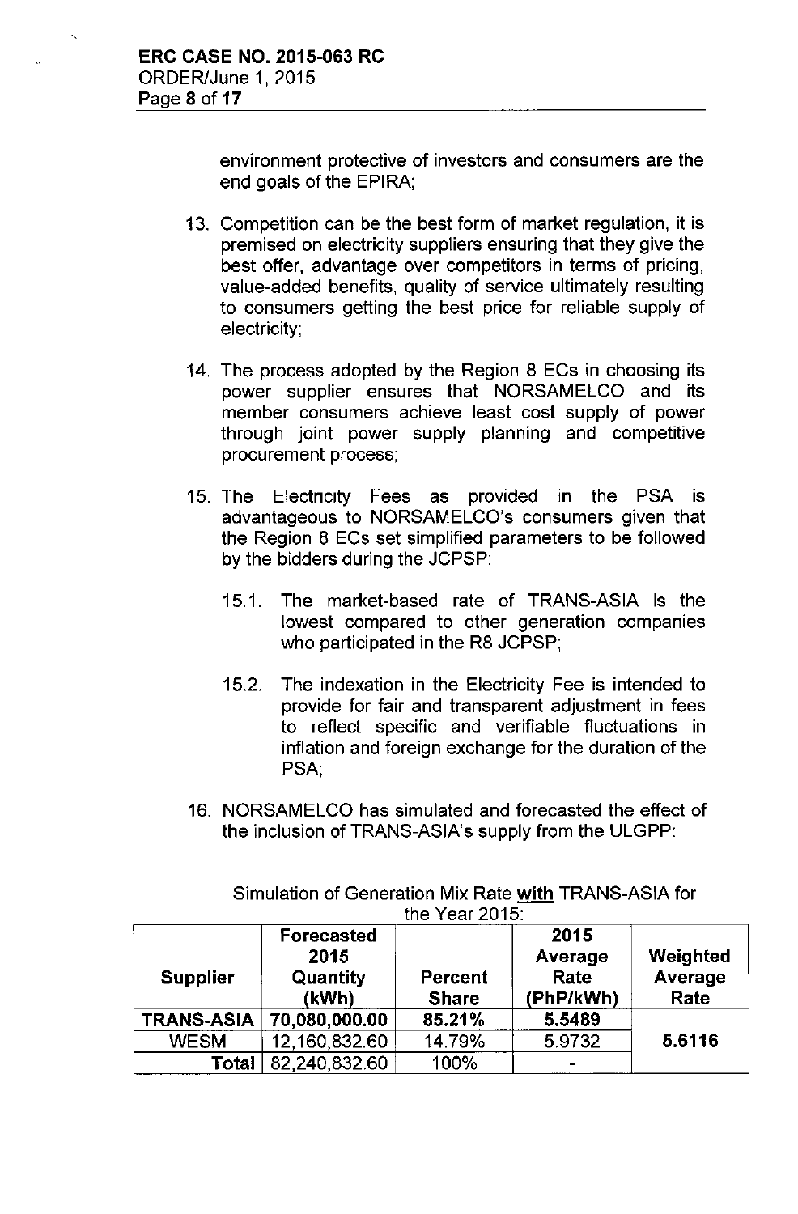environment protective of investors and consumers are the end goals of the EPIRA;

13. Competition can be the best form of market regulation, it is premised on electricity suppliers ensuring that they give the best offer, advantage over competitors in terms of pricing, value-added benefits, quality of service ultimately resulting to consumers getting the best price for reliable supply of electricity;

14. The process adopted by the Region 8 ECs in choosing its power supplier ensures that NORSAMELCO and its member consumers achieve least cost supply of power through joint power supply planning and competitive procurement process;

15. The Electricity Fees as provided in the PSA is advantageous to NORSAMELCO's consumers given that the Region 8 ECs set simplified parameters to be followed by the bidders during the JCPSP;

    15.1. The market-based rate of TRANS-ASIA is the lowest compared to other generation companies who participated in the R8 JCPSP;

    15.2. The indexation in the Electricity Fee is intended to provide for fair and transparent adjustment in fees to reflect specific and verifiable fluctuations in inflation and foreign exchange for the duration of the PSA;

16. NORSAMELCO has simulated and forecasted the effect of the inclusion of TRANS-ASIA's supply from the ULGPP:

Simulation of Generation Mix Rate **with** TRANS-ASIA for the Year 2015:

| Supplier | Forecasted 2015 Quantity (kWh) | Percent Share | 2015 Average Rate (PhP/kWh) | Weighted Average Rate |
|---|---|---|---|---|
| **TRANS-ASIA** | **70,080,000.00** | **85.21%** | **5.5489** | |
| WESM | 12,160,832.60 | 14.79% | 5.9732 | **5.6116** |
| **Total** | 82,240,832.60 | 100% | - | |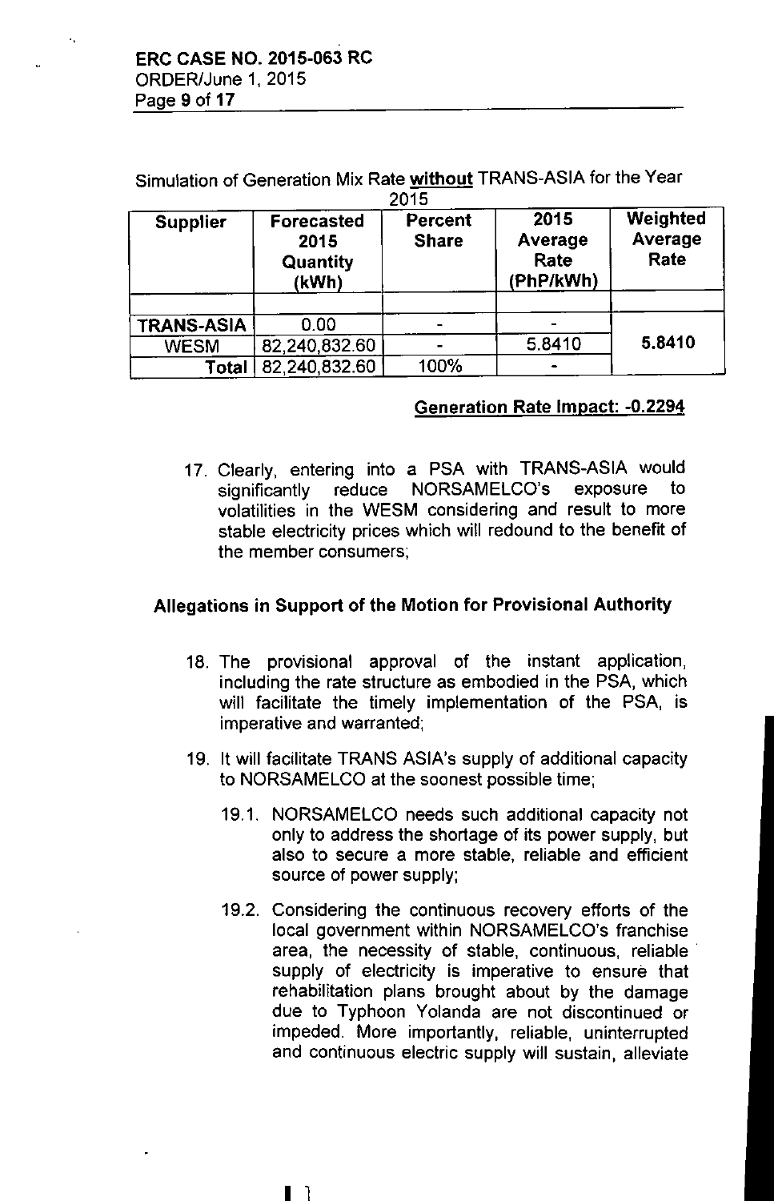Simulation of Generation Mix Rate **without** TRANS-ASIA for the Year 2015

| Supplier | Forecasted 2015 Quantity (kWh) | Percent Share | 2015 Average Rate (PhP/kWh) | Weighted Average Rate |
|---|---|---|---|---|
| | | | | |
| TRANS-ASIA | 0.00 | - | - | 5.8410 |
| WESM | 82,240,832.60 | - | 5.8410 | |
| Total | 82,240,832.60 | 100% | - | |

**Generation Rate Impact: -0.2294**

17. Clearly, entering into a PSA with TRANS-ASIA would significantly reduce NORSAMELCO's exposure to volatilities in the WESM considering and result to more stable electricity prices which will redound to the benefit of the member consumers;

## Allegations in Support of the Motion for Provisional Authority

18. The provisional approval of the instant application, including the rate structure as embodied in the PSA, which will facilitate the timely implementation of the PSA, is imperative and warranted;

19. It will facilitate TRANS ASIA's supply of additional capacity to NORSAMELCO at the soonest possible time;

    19.1. NORSAMELCO needs such additional capacity not only to address the shortage of its power supply, but also to secure a more stable, reliable and efficient source of power supply;

    19.2. Considering the continuous recovery efforts of the local government within NORSAMELCO's franchise area, the necessity of stable, continuous, reliable supply of electricity is imperative to ensure that rehabilitation plans brought about by the damage due to Typhoon Yolanda are not discontinued or impeded. More importantly, reliable, uninterrupted and continuous electric supply will sustain, alleviate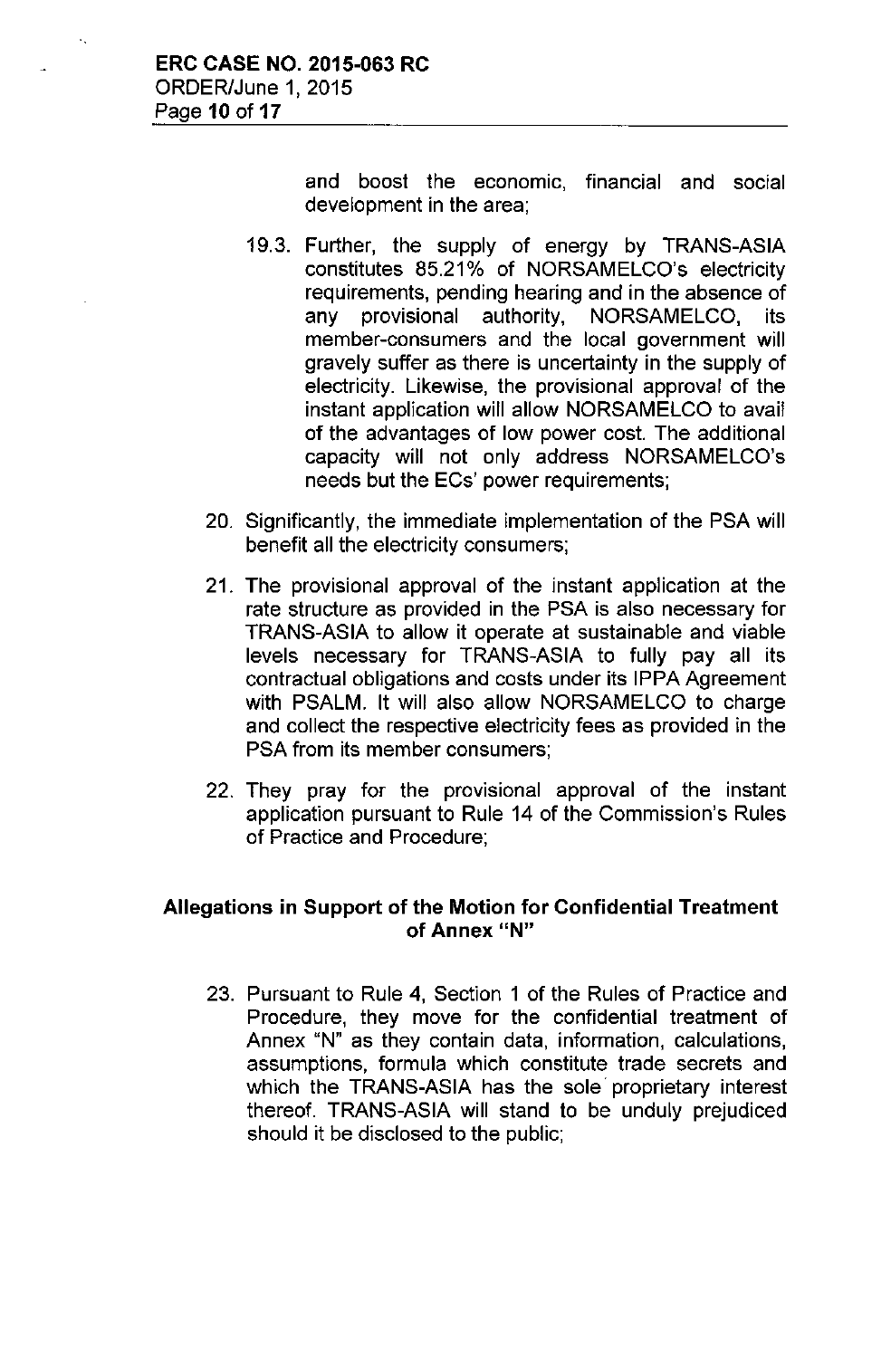and boost the economic, financial and social development in the area;

19.3. Further, the supply of energy by TRANS-ASIA constitutes 85.21% of NORSAMELCO's electricity requirements, pending hearing and in the absence of any provisional authority, NORSAMELCO, its member-consumers and the local government will gravely suffer as there is uncertainty in the supply of electricity. Likewise, the provisional approval of the instant application will allow NORSAMELCO to avail of the advantages of low power cost. The additional capacity will not only address NORSAMELCO's needs but the ECs' power requirements;

20. Significantly, the immediate implementation of the PSA will benefit all the electricity consumers;

21. The provisional approval of the instant application at the rate structure as provided in the PSA is also necessary for TRANS-ASIA to allow it operate at sustainable and viable levels necessary for TRANS-ASIA to fully pay all its contractual obligations and costs under its IPPA Agreement with PSALM. It will also allow NORSAMELCO to charge and collect the respective electricity fees as provided in the PSA from its member consumers;

22. They pray for the provisional approval of the instant application pursuant to Rule 14 of the Commission's Rules of Practice and Procedure;

## Allegations in Support of the Motion for Confidential Treatment of Annex "N"

23. Pursuant to Rule 4, Section 1 of the Rules of Practice and Procedure, they move for the confidential treatment of Annex "N" as they contain data, information, calculations, assumptions, formula which constitute trade secrets and which the TRANS-ASIA has the sole proprietary interest thereof. TRANS-ASIA will stand to be unduly prejudiced should it be disclosed to the public;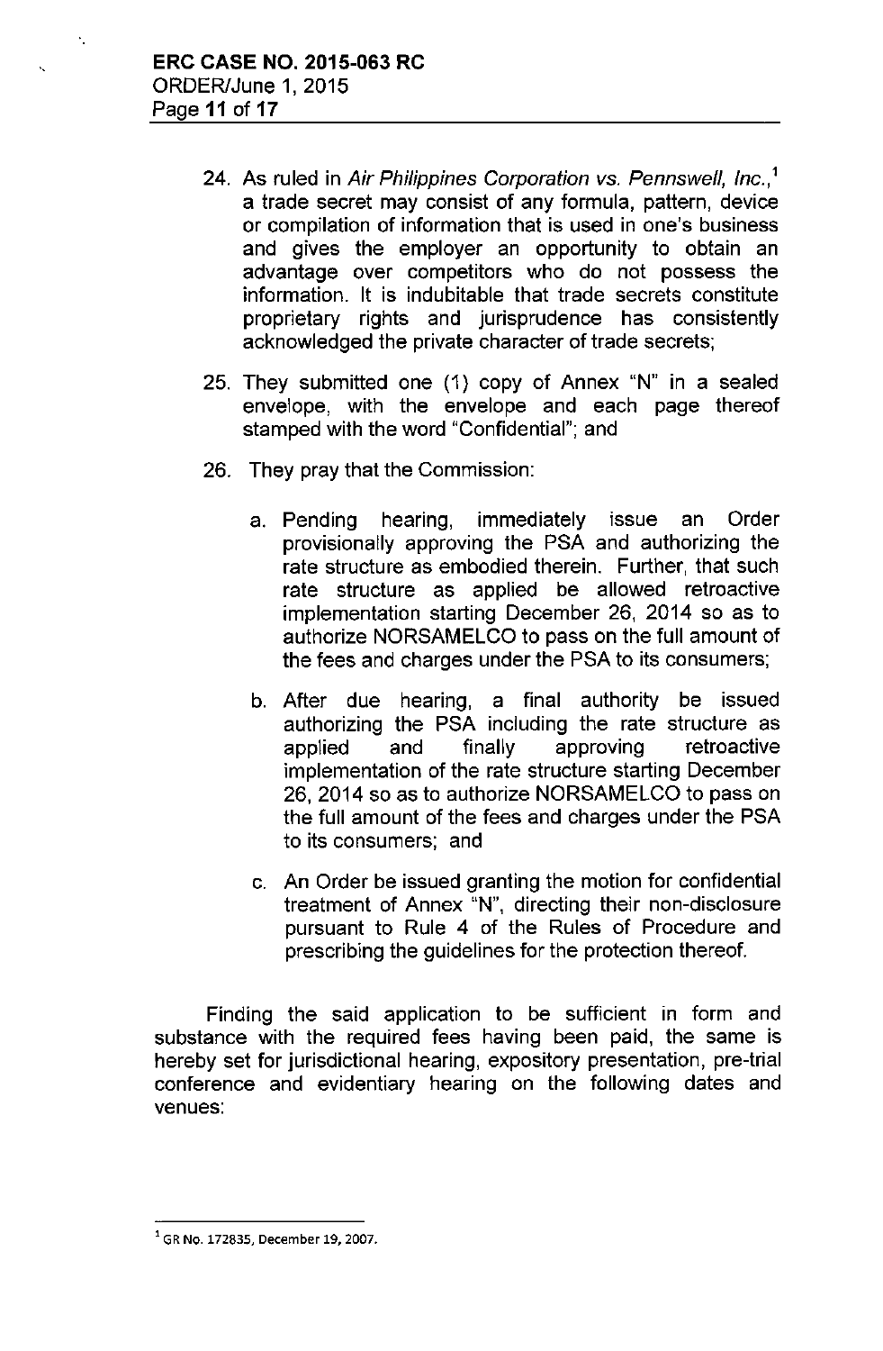24. As ruled in *Air Philippines Corporation vs. Pennswell, Inc.*,[1] a trade secret may consist of any formula, pattern, device or compilation of information that is used in one's business and gives the employer an opportunity to obtain an advantage over competitors who do not possess the information. It is indubitable that trade secrets constitute proprietary rights and jurisprudence has consistently acknowledged the private character of trade secrets;

25. They submitted one (1) copy of Annex "N" in a sealed envelope, with the envelope and each page thereof stamped with the word "Confidential"; and

26. They pray that the Commission:

    a. Pending hearing, immediately issue an Order provisionally approving the PSA and authorizing the rate structure as embodied therein. Further, that such rate structure as applied be allowed retroactive implementation starting December 26, 2014 so as to authorize NORSAMELCO to pass on the full amount of the fees and charges under the PSA to its consumers;

    b. After due hearing, a final authority be issued authorizing the PSA including the rate structure as applied and finally approving retroactive implementation of the rate structure starting December 26, 2014 so as to authorize NORSAMELCO to pass on the full amount of the fees and charges under the PSA to its consumers; and

    c. An Order be issued granting the motion for confidential treatment of Annex "N", directing their non-disclosure pursuant to Rule 4 of the Rules of Procedure and prescribing the guidelines for the protection thereof.

Finding the said application to be sufficient in form and substance with the required fees having been paid, the same is hereby set for jurisdictional hearing, expository presentation, pre-trial conference and evidentiary hearing on the following dates and venues:

---

[1] GR No. 172835, December 19, 2007.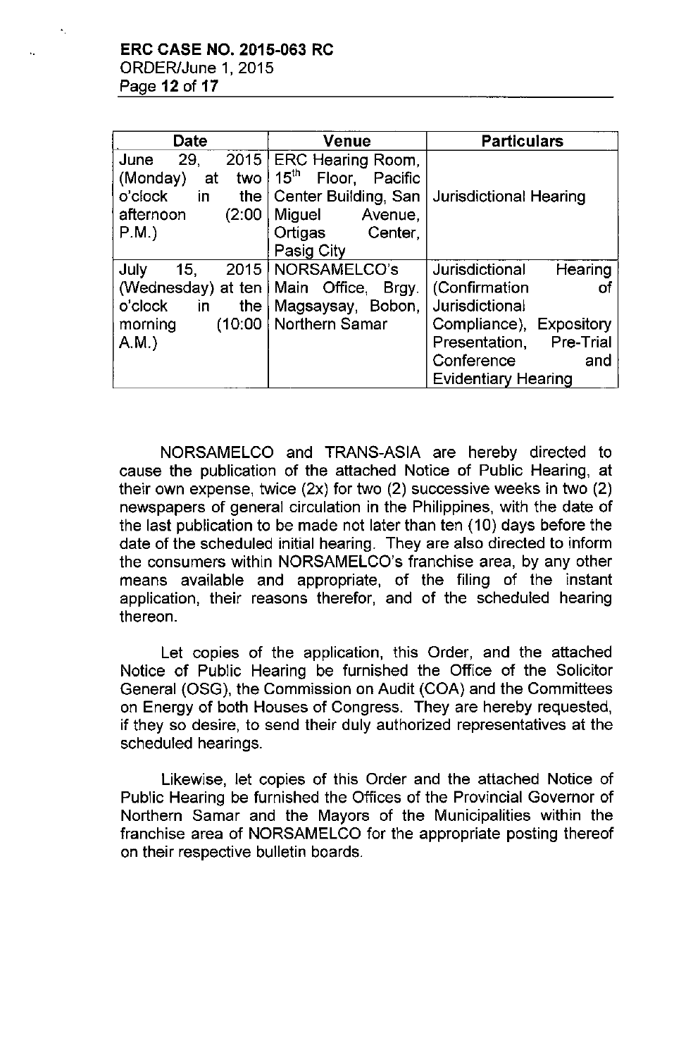| Date | Venue | Particulars |
|---|---|---|
| June 29, 2015 (Monday) at two o'clock in the afternoon (2:00 P.M.) | ERC Hearing Room, 15th Floor, Pacific Center Building, San Miguel Avenue, Ortigas Center, Pasig City | Jurisdictional Hearing |
| July 15, 2015 (Wednesday) at ten o'clock in the morning (10:00 A.M.) | NORSAMELCO's Main Office, Brgy. Magsaysay, Bobon, Northern Samar | Jurisdictional Hearing (Confirmation of Jurisdictional Compliance), Expository Presentation, Pre-Trial Conference and Evidentiary Hearing |

NORSAMELCO and TRANS-ASIA are hereby directed to cause the publication of the attached Notice of Public Hearing, at their own expense, twice (2x) for two (2) successive weeks in two (2) newspapers of general circulation in the Philippines, with the date of the last publication to be made not later than ten (10) days before the date of the scheduled initial hearing. They are also directed to inform the consumers within NORSAMELCO's franchise area, by any other means available and appropriate, of the filing of the instant application, their reasons therefor, and of the scheduled hearing thereon.

Let copies of the application, this Order, and the attached Notice of Public Hearing be furnished the Office of the Solicitor General (OSG), the Commission on Audit (COA) and the Committees on Energy of both Houses of Congress. They are hereby requested, if they so desire, to send their duly authorized representatives at the scheduled hearings.

Likewise, let copies of this Order and the attached Notice of Public Hearing be furnished the Offices of the Provincial Governor of Northern Samar and the Mayors of the Municipalities within the franchise area of NORSAMELCO for the appropriate posting thereof on their respective bulletin boards.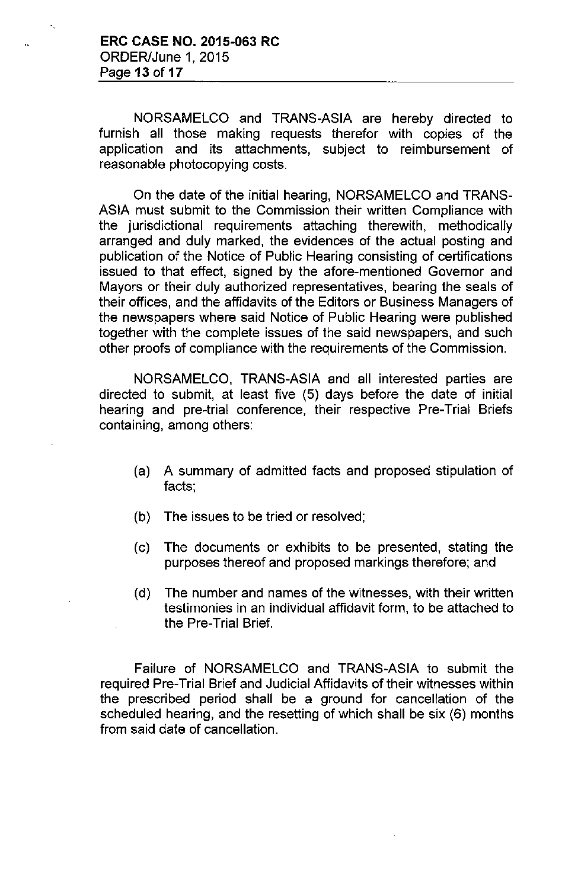NORSAMELCO and TRANS-ASIA are hereby directed to furnish all those making requests therefor with copies of the application and its attachments, subject to reimbursement of reasonable photocopying costs.

On the date of the initial hearing, NORSAMELCO and TRANS-ASIA must submit to the Commission their written Compliance with the jurisdictional requirements attaching therewith, methodically arranged and duly marked, the evidences of the actual posting and publication of the Notice of Public Hearing consisting of certifications issued to that effect, signed by the afore-mentioned Governor and Mayors or their duly authorized representatives, bearing the seals of their offices, and the affidavits of the Editors or Business Managers of the newspapers where said Notice of Public Hearing were published together with the complete issues of the said newspapers, and such other proofs of compliance with the requirements of the Commission.

NORSAMELCO, TRANS-ASIA and all interested parties are directed to submit, at least five (5) days before the date of initial hearing and pre-trial conference, their respective Pre-Trial Briefs containing, among others:

(a) A summary of admitted facts and proposed stipulation of facts;

(b) The issues to be tried or resolved;

(c) The documents or exhibits to be presented, stating the purposes thereof and proposed markings therefore; and

(d) The number and names of the witnesses, with their written testimonies in an individual affidavit form, to be attached to the Pre-Trial Brief.

Failure of NORSAMELCO and TRANS-ASIA to submit the required Pre-Trial Brief and Judicial Affidavits of their witnesses within the prescribed period shall be a ground for cancellation of the scheduled hearing, and the resetting of which shall be six (6) months from said date of cancellation.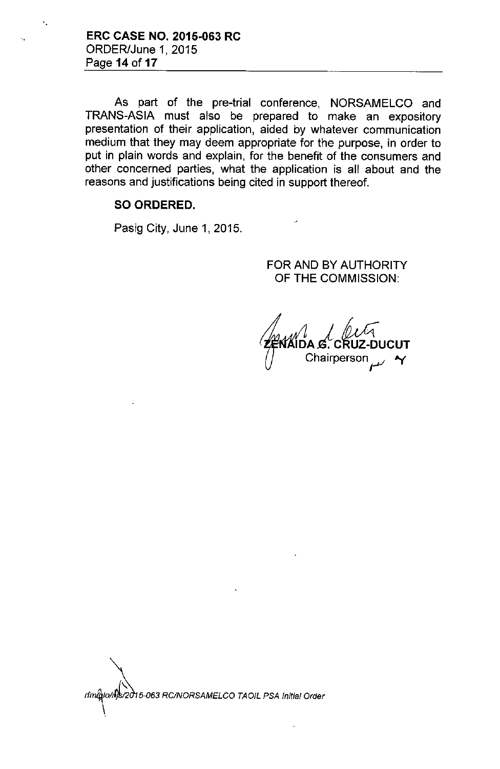As part of the pre-trial conference, NORSAMELCO and TRANS-ASIA must also be prepared to make an expository presentation of their application, aided by whatever communication medium that they may deem appropriate for the purpose, in order to put in plain words and explain, for the benefit of the consumers and other concerned parties, what the application is all about and the reasons and justifications being cited in support thereof.

**SO ORDERED.**

Pasig City, June 1, 2015.

FOR AND BY AUTHORITY
OF THE COMMISSION:

**ZENAIDA G. CRUZ-DUCUT**
Chairperson

*rfm/glo/ljs/2015-063 RC/NORSAMELCO TAOIL PSA Initial Order*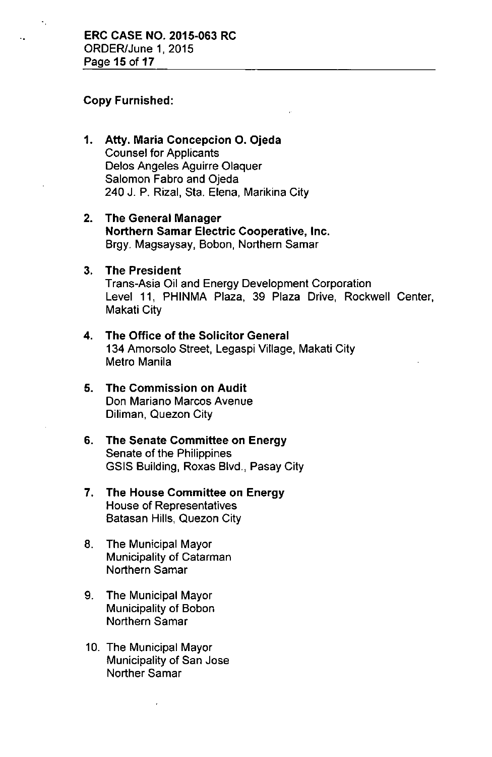**Copy Furnished:**

1. **Atty. Maria Concepcion O. Ojeda**
   Counsel for Applicants
   Delos Angeles Aguirre Olaquer
   Salomon Fabro and Ojeda
   240 J. P. Rizal, Sta. Elena, Marikina City

2. **The General Manager**
   **Northern Samar Electric Cooperative, Inc.**
   Brgy. Magsaysay, Bobon, Northern Samar

3. **The President**
   Trans-Asia Oil and Energy Development Corporation
   Level 11, PHINMA Plaza, 39 Plaza Drive, Rockwell Center, Makati City

4. **The Office of the Solicitor General**
   134 Amorsolo Street, Legaspi Village, Makati City
   Metro Manila

5. **The Commission on Audit**
   Don Mariano Marcos Avenue
   Diliman, Quezon City

6. **The Senate Committee on Energy**
   Senate of the Philippines
   GSIS Building, Roxas Blvd., Pasay City

7. **The House Committee on Energy**
   House of Representatives
   Batasan Hills, Quezon City

8. The Municipal Mayor
   Municipality of Catarman
   Northern Samar

9. The Municipal Mayor
   Municipality of Bobon
   Northern Samar

10. The Municipal Mayor
    Municipality of San Jose
    Norther Samar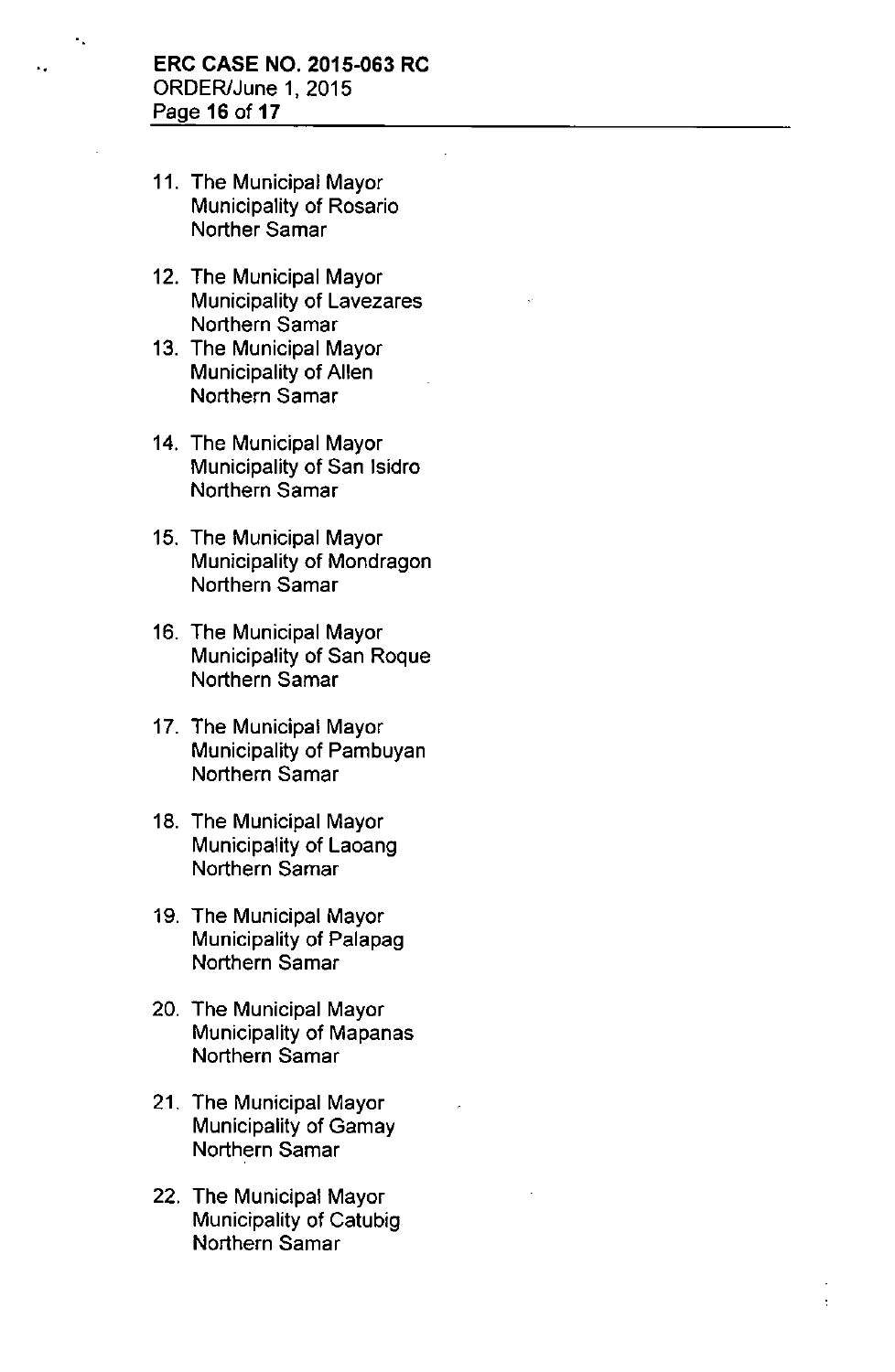11. The Municipal Mayor
    Municipality of Rosario
    Norther Samar

12. The Municipal Mayor
    Municipality of Lavezares
    Northern Samar

13. The Municipal Mayor
    Municipality of Allen
    Northern Samar

14. The Municipal Mayor
    Municipality of San Isidro
    Northern Samar

15. The Municipal Mayor
    Municipality of Mondragon
    Northern Samar

16. The Municipal Mayor
    Municipality of San Roque
    Northern Samar

17. The Municipal Mayor
    Municipality of Pambuyan
    Northern Samar

18. The Municipal Mayor
    Municipality of Laoang
    Northern Samar

19. The Municipal Mayor
    Municipality of Palapag
    Northern Samar

20. The Municipal Mayor
    Municipality of Mapanas
    Northern Samar

21. The Municipal Mayor
    Municipality of Gamay
    Northern Samar

22. The Municipal Mayor
    Municipality of Catubig
    Northern Samar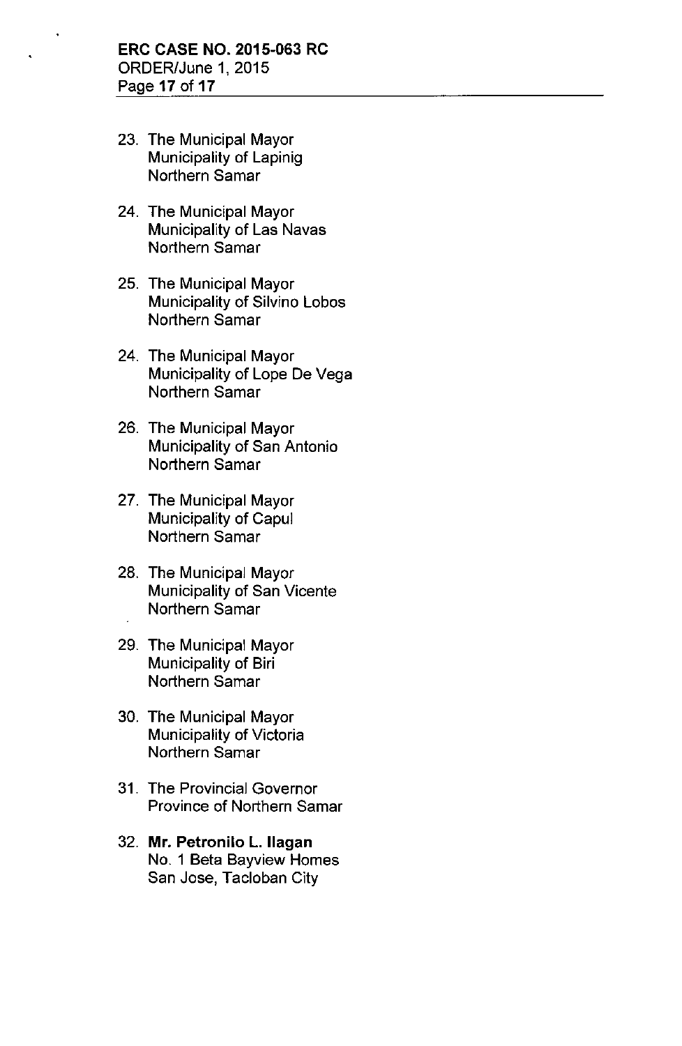23. The Municipal Mayor
    Municipality of Lapinig
    Northern Samar

24. The Municipal Mayor
    Municipality of Las Navas
    Northern Samar

25. The Municipal Mayor
    Municipality of Silvino Lobos
    Northern Samar

24. The Municipal Mayor
    Municipality of Lope De Vega
    Northern Samar

26. The Municipal Mayor
    Municipality of San Antonio
    Northern Samar

27. The Municipal Mayor
    Municipality of Capul
    Northern Samar

28. The Municipal Mayor
    Municipality of San Vicente
    Northern Samar

29. The Municipal Mayor
    Municipality of Biri
    Northern Samar

30. The Municipal Mayor
    Municipality of Victoria
    Northern Samar

31. The Provincial Governor
    Province of Northern Samar

32. **Mr. Petronilo L. Ilagan**
    No. 1 Beta Bayview Homes
    San Jose, Tacloban City